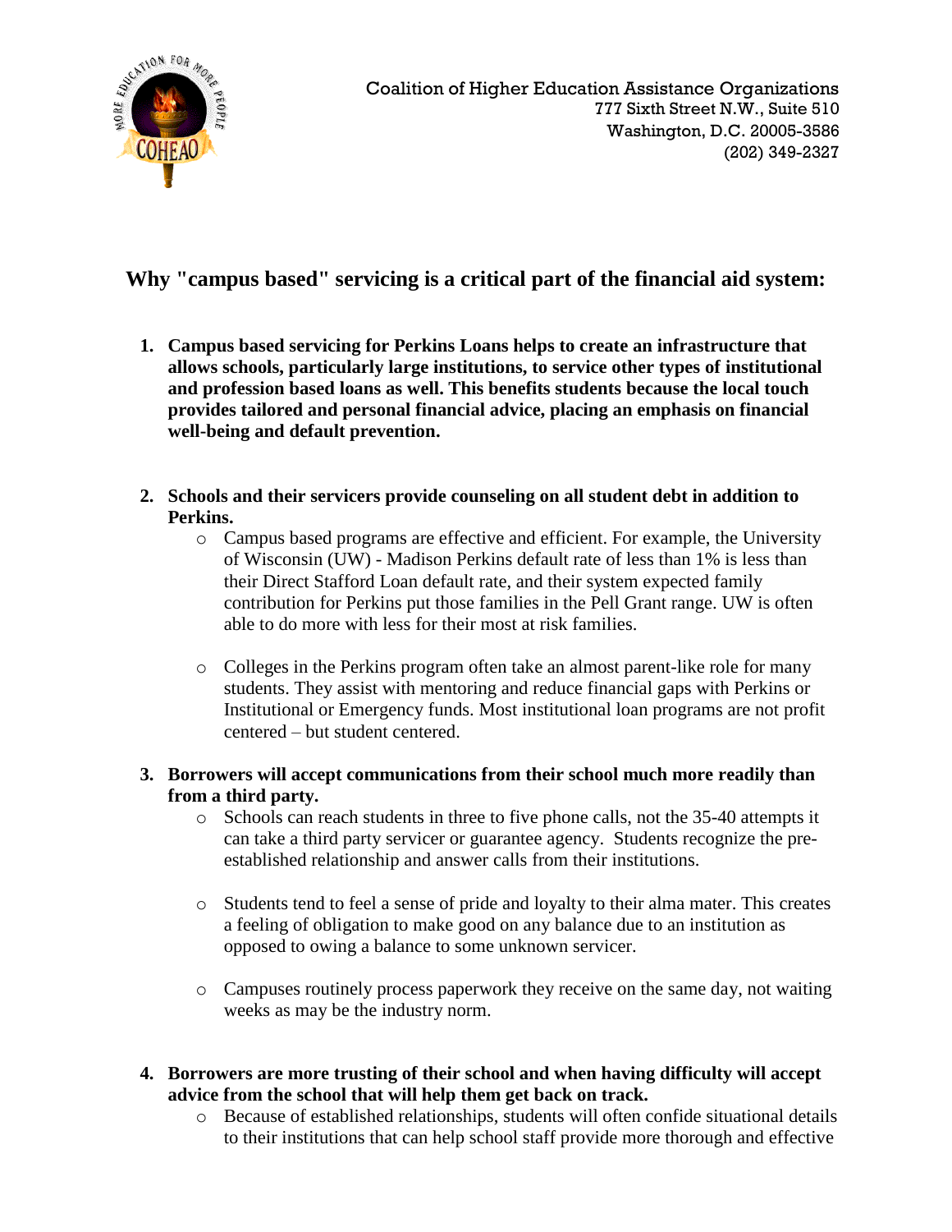Coalition of Higher Education Assistance Organizations
777 Sixth Street N.W., Suite 510
Washington, D.C. 20005-3586
(202) 349-2327

## Why "campus based" servicing is a critical part of the financial aid system:

1. **Campus based servicing for Perkins Loans helps to create an infrastructure that allows schools, particularly large institutions, to service other types of institutional and profession based loans as well. This benefits students because the local touch provides tailored and personal financial advice, placing an emphasis on financial well-being and default prevention.**

2. **Schools and their servicers provide counseling on all student debt in addition to Perkins.**
   - Campus based programs are effective and efficient. For example, the University of Wisconsin (UW) - Madison Perkins default rate of less than 1% is less than their Direct Stafford Loan default rate, and their system expected family contribution for Perkins put those families in the Pell Grant range. UW is often able to do more with less for their most at risk families.
   - Colleges in the Perkins program often take an almost parent-like role for many students. They assist with mentoring and reduce financial gaps with Perkins or Institutional or Emergency funds. Most institutional loan programs are not profit centered – but student centered.

3. **Borrowers will accept communications from their school much more readily than from a third party.**
   - Schools can reach students in three to five phone calls, not the 35-40 attempts it can take a third party servicer or guarantee agency. Students recognize the pre-established relationship and answer calls from their institutions.
   - Students tend to feel a sense of pride and loyalty to their alma mater. This creates a feeling of obligation to make good on any balance due to an institution as opposed to owing a balance to some unknown servicer.
   - Campuses routinely process paperwork they receive on the same day, not waiting weeks as may be the industry norm.

4. **Borrowers are more trusting of their school and when having difficulty will accept advice from the school that will help them get back on track.**
   - Because of established relationships, students will often confide situational details to their institutions that can help school staff provide more thorough and effective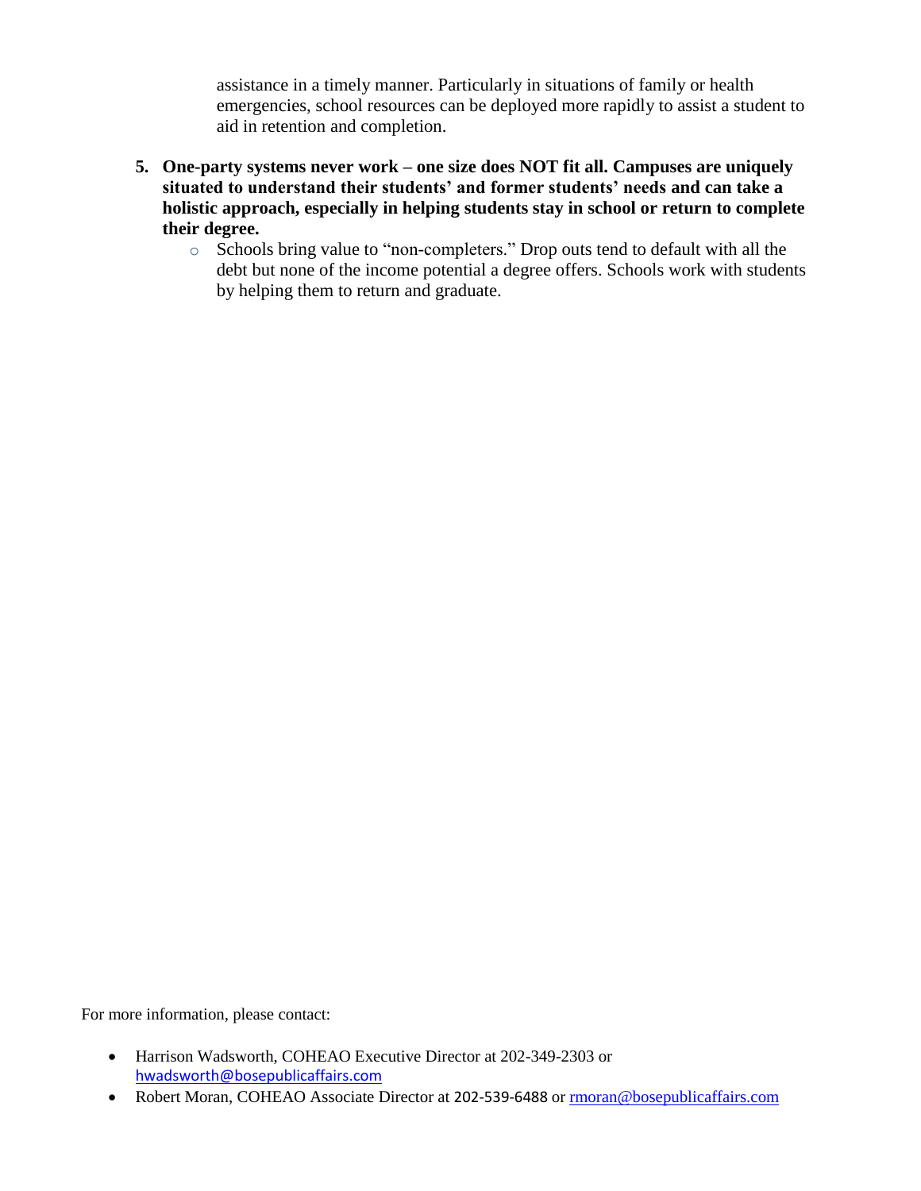assistance in a timely manner. Particularly in situations of family or health emergencies, school resources can be deployed more rapidly to assist a student to aid in retention and completion.

5. **One-party systems never work – one size does NOT fit all. Campuses are uniquely situated to understand their students' and former students' needs and can take a holistic approach, especially in helping students stay in school or return to complete their degree.**
   - Schools bring value to "non-completers." Drop outs tend to default with all the debt but none of the income potential a degree offers. Schools work with students by helping them to return and graduate.

For more information, please contact:

- Harrison Wadsworth, COHEAO Executive Director at 202-349-2303 or hwadsworth@bosepublicaffairs.com
- Robert Moran, COHEAO Associate Director at 202-539-6488 or rmoran@bosepublicaffairs.com